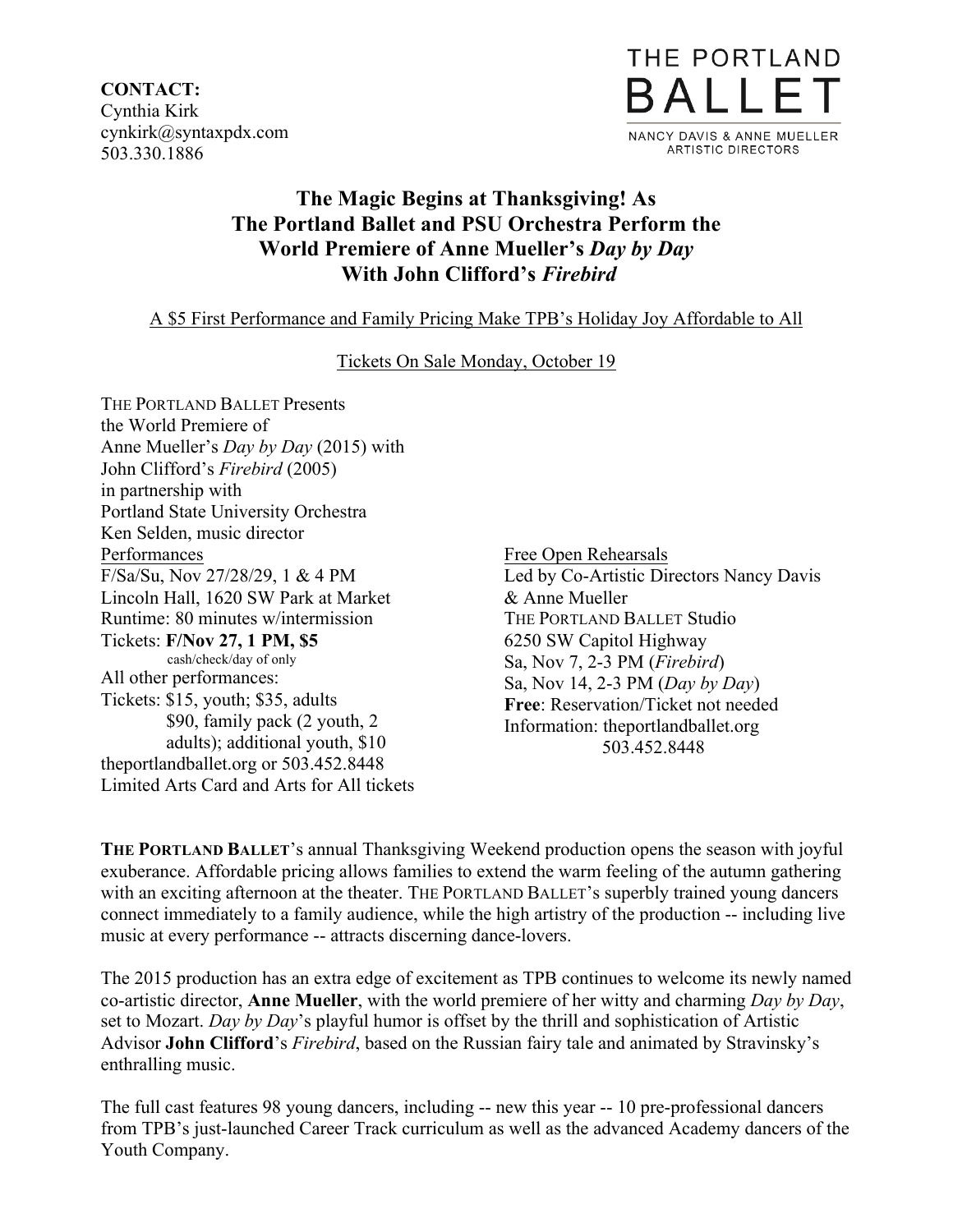**CONTACT:**
Cynthia Kirk
cynkirk@syntaxpdx.com
503.330.1886

THE PORTLAND BALLET
NANCY DAVIS & ANNE MUELLER
ARTISTIC DIRECTORS

# The Magic Begins at Thanksgiving! As The Portland Ballet and PSU Orchestra Perform the World Premiere of Anne Mueller's *Day by Day* With John Clifford's *Firebird*

A $5 First Performance and Family Pricing Make TPB's Holiday Joy Affordable to All

Tickets On Sale Monday, October 19

THE PORTLAND BALLET Presents
the World Premiere of
Anne Mueller's *Day by Day* (2015) with
John Clifford's *Firebird* (2005)
in partnership with
Portland State University Orchestra
Ken Selden, music director

Performances
F/Sa/Su, Nov 27/28/29, 1 & 4 PM
Lincoln Hall, 1620 SW Park at Market
Runtime: 80 minutes w/intermission
Tickets: **F/Nov 27, 1 PM, $5**
cash/check/day of only
All other performances:
Tickets: $15, youth; $35, adults
$90, family pack (2 youth, 2 adults); additional youth, $10
theportlandballet.org or 503.452.8448
Limited Arts Card and Arts for All tickets

Free Open Rehearsals
Led by Co-Artistic Directors Nancy Davis & Anne Mueller
THE PORTLAND BALLET Studio
6250 SW Capitol Highway
Sa, Nov 7, 2-3 PM (*Firebird*)
Sa, Nov 14, 2-3 PM (*Day by Day*)
**Free**: Reservation/Ticket not needed
Information: theportlandballet.org
503.452.8448

**THE PORTLAND BALLET**'s annual Thanksgiving Weekend production opens the season with joyful exuberance. Affordable pricing allows families to extend the warm feeling of the autumn gathering with an exciting afternoon at the theater. THE PORTLAND BALLET's superbly trained young dancers connect immediately to a family audience, while the high artistry of the production -- including live music at every performance -- attracts discerning dance-lovers.

The 2015 production has an extra edge of excitement as TPB continues to welcome its newly named co-artistic director, **Anne Mueller**, with the world premiere of her witty and charming *Day by Day*, set to Mozart. *Day by Day*'s playful humor is offset by the thrill and sophistication of Artistic Advisor **John Clifford**'s *Firebird*, based on the Russian fairy tale and animated by Stravinsky's enthralling music.

The full cast features 98 young dancers, including -- new this year -- 10 pre-professional dancers from TPB's just-launched Career Track curriculum as well as the advanced Academy dancers of the Youth Company.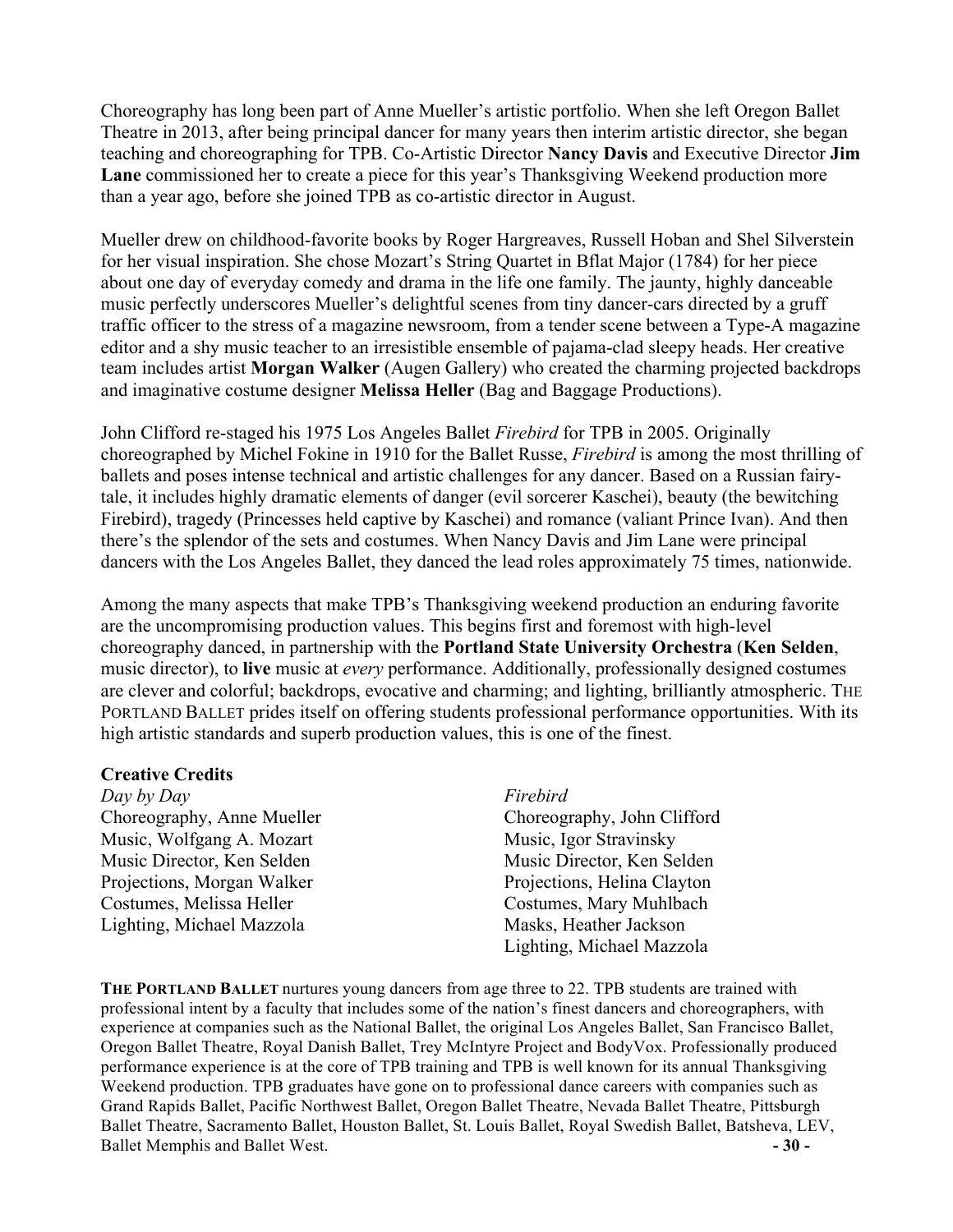Choreography has long been part of Anne Mueller's artistic portfolio. When she left Oregon Ballet Theatre in 2013, after being principal dancer for many years then interim artistic director, she began teaching and choreographing for TPB. Co-Artistic Director **Nancy Davis** and Executive Director **Jim Lane** commissioned her to create a piece for this year's Thanksgiving Weekend production more than a year ago, before she joined TPB as co-artistic director in August.

Mueller drew on childhood-favorite books by Roger Hargreaves, Russell Hoban and Shel Silverstein for her visual inspiration. She chose Mozart's String Quartet in Bflat Major (1784) for her piece about one day of everyday comedy and drama in the life one family. The jaunty, highly danceable music perfectly underscores Mueller's delightful scenes from tiny dancer-cars directed by a gruff traffic officer to the stress of a magazine newsroom, from a tender scene between a Type-A magazine editor and a shy music teacher to an irresistible ensemble of pajama-clad sleepy heads. Her creative team includes artist **Morgan Walker** (Augen Gallery) who created the charming projected backdrops and imaginative costume designer **Melissa Heller** (Bag and Baggage Productions).

John Clifford re-staged his 1975 Los Angeles Ballet *Firebird* for TPB in 2005. Originally choreographed by Michel Fokine in 1910 for the Ballet Russe, *Firebird* is among the most thrilling of ballets and poses intense technical and artistic challenges for any dancer. Based on a Russian fairy-tale, it includes highly dramatic elements of danger (evil sorcerer Kaschei), beauty (the bewitching Firebird), tragedy (Princesses held captive by Kaschei) and romance (valiant Prince Ivan). And then there's the splendor of the sets and costumes. When Nancy Davis and Jim Lane were principal dancers with the Los Angeles Ballet, they danced the lead roles approximately 75 times, nationwide.

Among the many aspects that make TPB's Thanksgiving weekend production an enduring favorite are the uncompromising production values. This begins first and foremost with high-level choreography danced, in partnership with the **Portland State University Orchestra** (**Ken Selden**, music director), to **live** music at *every* performance. Additionally, professionally designed costumes are clever and colorful; backdrops, evocative and charming; and lighting, brilliantly atmospheric. THE PORTLAND BALLET prides itself on offering students professional performance opportunities. With its high artistic standards and superb production values, this is one of the finest.

**Creative Credits**

*Day by Day*
Choreography, Anne Mueller
Music, Wolfgang A. Mozart
Music Director, Ken Selden
Projections, Morgan Walker
Costumes, Melissa Heller
Lighting, Michael Mazzola

*Firebird*
Choreography, John Clifford
Music, Igor Stravinsky
Music Director, Ken Selden
Projections, Helina Clayton
Costumes, Mary Muhlbach
Masks, Heather Jackson
Lighting, Michael Mazzola

**THE PORTLAND BALLET** nurtures young dancers from age three to 22. TPB students are trained with professional intent by a faculty that includes some of the nation's finest dancers and choreographers, with experience at companies such as the National Ballet, the original Los Angeles Ballet, San Francisco Ballet, Oregon Ballet Theatre, Royal Danish Ballet, Trey McIntyre Project and BodyVox. Professionally produced performance experience is at the core of TPB training and TPB is well known for its annual Thanksgiving Weekend production. TPB graduates have gone on to professional dance careers with companies such as Grand Rapids Ballet, Pacific Northwest Ballet, Oregon Ballet Theatre, Nevada Ballet Theatre, Pittsburgh Ballet Theatre, Sacramento Ballet, Houston Ballet, St. Louis Ballet, Royal Swedish Ballet, Batsheva, LEV, Ballet Memphis and Ballet West.